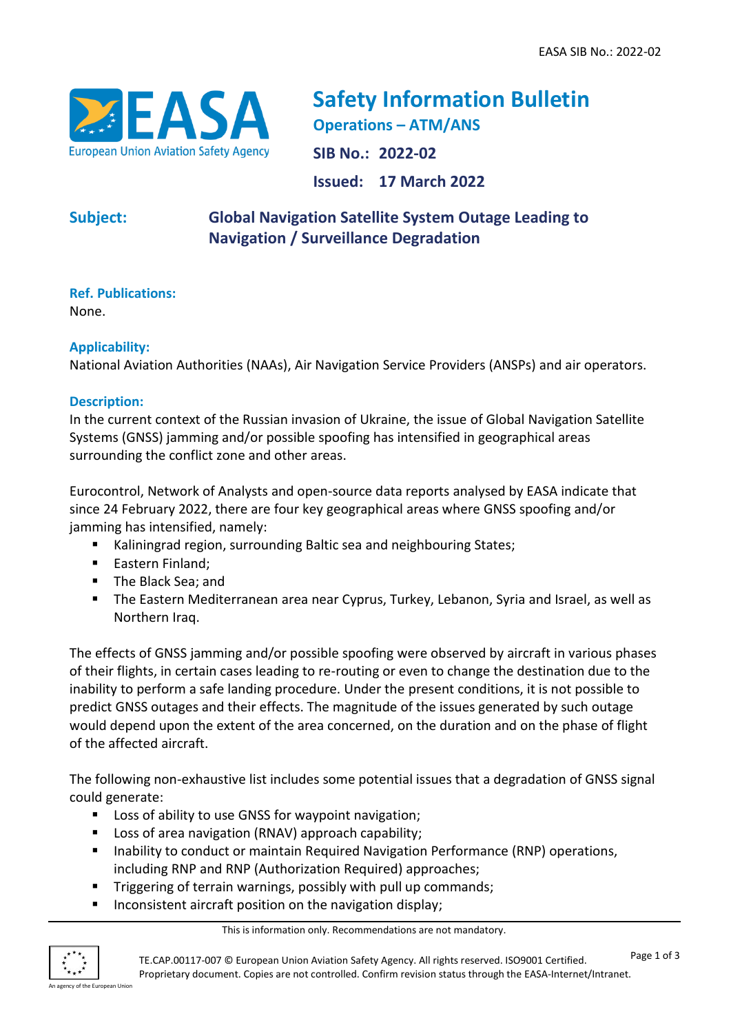# Safety Information Bulletin

## Operations – ATM/ANS

**SIB No.: 2022-02**

**Issued: 17 March 2022**

**Subject:** **Global Navigation Satellite System Outage Leading to Navigation / Surveillance Degradation**

**Ref. Publications:**

None.

**Applicability:**

National Aviation Authorities (NAAs), Air Navigation Service Providers (ANSPs) and air operators.

**Description:**

In the current context of the Russian invasion of Ukraine, the issue of Global Navigation Satellite Systems (GNSS) jamming and/or possible spoofing has intensified in geographical areas surrounding the conflict zone and other areas.

Eurocontrol, Network of Analysts and open-source data reports analysed by EASA indicate that since 24 February 2022, there are four key geographical areas where GNSS spoofing and/or jamming has intensified, namely:

- Kaliningrad region, surrounding Baltic sea and neighbouring States;
- Eastern Finland;
- The Black Sea; and
- The Eastern Mediterranean area near Cyprus, Turkey, Lebanon, Syria and Israel, as well as Northern Iraq.

The effects of GNSS jamming and/or possible spoofing were observed by aircraft in various phases of their flights, in certain cases leading to re-routing or even to change the destination due to the inability to perform a safe landing procedure. Under the present conditions, it is not possible to predict GNSS outages and their effects. The magnitude of the issues generated by such outage would depend upon the extent of the area concerned, on the duration and on the phase of flight of the affected aircraft.

The following non-exhaustive list includes some potential issues that a degradation of GNSS signal could generate:

- Loss of ability to use GNSS for waypoint navigation;
- Loss of area navigation (RNAV) approach capability;
- Inability to conduct or maintain Required Navigation Performance (RNP) operations, including RNP and RNP (Authorization Required) approaches;
- Triggering of terrain warnings, possibly with pull up commands;
- Inconsistent aircraft position on the navigation display;

This is information only. Recommendations are not mandatory.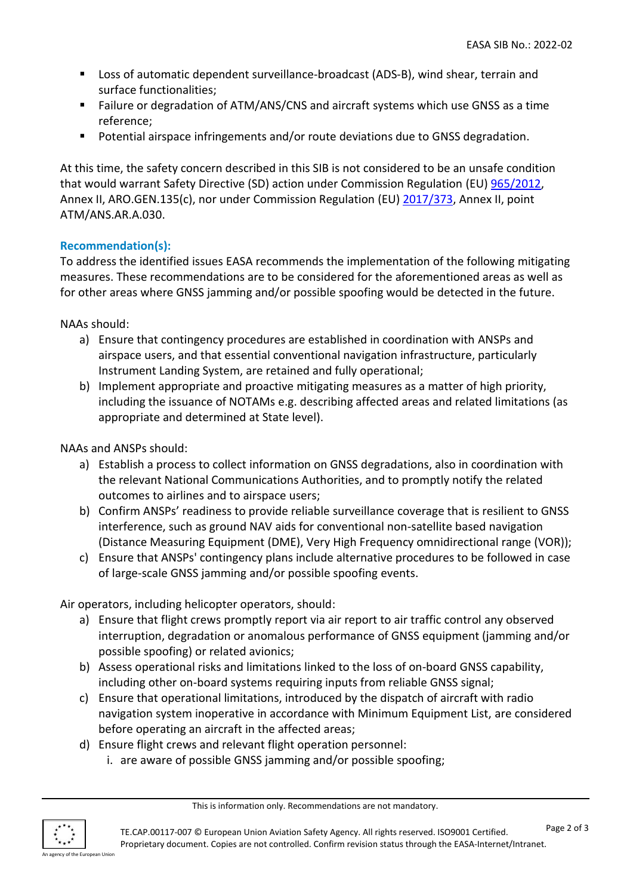- Loss of automatic dependent surveillance-broadcast (ADS-B), wind shear, terrain and surface functionalities;
- Failure or degradation of ATM/ANS/CNS and aircraft systems which use GNSS as a time reference;
- Potential airspace infringements and/or route deviations due to GNSS degradation.

At this time, the safety concern described in this SIB is not considered to be an unsafe condition that would warrant Safety Directive (SD) action under Commission Regulation (EU) 965/2012, Annex II, ARO.GEN.135(c), nor under Commission Regulation (EU) 2017/373, Annex II, point ATM/ANS.AR.A.030.

### Recommendation(s):

To address the identified issues EASA recommends the implementation of the following mitigating measures. These recommendations are to be considered for the aforementioned areas as well as for other areas where GNSS jamming and/or possible spoofing would be detected in the future.

NAAs should:

a) Ensure that contingency procedures are established in coordination with ANSPs and airspace users, and that essential conventional navigation infrastructure, particularly Instrument Landing System, are retained and fully operational;
b) Implement appropriate and proactive mitigating measures as a matter of high priority, including the issuance of NOTAMs e.g. describing affected areas and related limitations (as appropriate and determined at State level).

NAAs and ANSPs should:

a) Establish a process to collect information on GNSS degradations, also in coordination with the relevant National Communications Authorities, and to promptly notify the related outcomes to airlines and to airspace users;
b) Confirm ANSPs' readiness to provide reliable surveillance coverage that is resilient to GNSS interference, such as ground NAV aids for conventional non-satellite based navigation (Distance Measuring Equipment (DME), Very High Frequency omnidirectional range (VOR));
c) Ensure that ANSPs' contingency plans include alternative procedures to be followed in case of large-scale GNSS jamming and/or possible spoofing events.

Air operators, including helicopter operators, should:

a) Ensure that flight crews promptly report via air report to air traffic control any observed interruption, degradation or anomalous performance of GNSS equipment (jamming and/or possible spoofing) or related avionics;
b) Assess operational risks and limitations linked to the loss of on-board GNSS capability, including other on-board systems requiring inputs from reliable GNSS signal;
c) Ensure that operational limitations, introduced by the dispatch of aircraft with radio navigation system inoperative in accordance with Minimum Equipment List, are considered before operating an aircraft in the affected areas;
d) Ensure flight crews and relevant flight operation personnel:
   i. are aware of possible GNSS jamming and/or possible spoofing;

This is information only. Recommendations are not mandatory.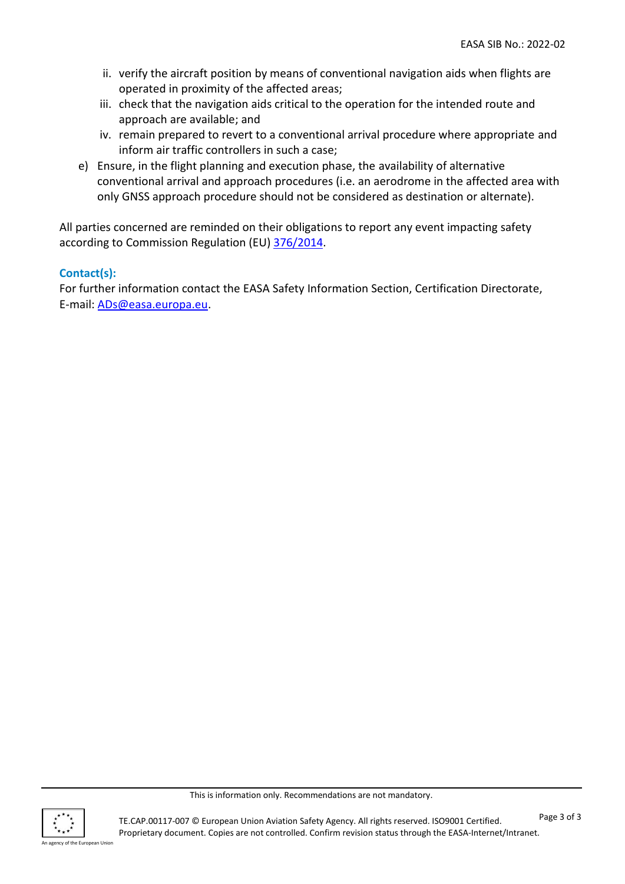ii. verify the aircraft position by means of conventional navigation aids when flights are operated in proximity of the affected areas;

   iii. check that the navigation aids critical to the operation for the intended route and approach are available; and

   iv. remain prepared to revert to a conventional arrival procedure where appropriate and inform air traffic controllers in such a case;

e) Ensure, in the flight planning and execution phase, the availability of alternative conventional arrival and approach procedures (i.e. an aerodrome in the affected area with only GNSS approach procedure should not be considered as destination or alternate).

All parties concerned are reminded on their obligations to report any event impacting safety according to Commission Regulation (EU) 376/2014.

**Contact(s):**

For further information contact the EASA Safety Information Section, Certification Directorate, E-mail: ADs@easa.europa.eu.

This is information only. Recommendations are not mandatory.